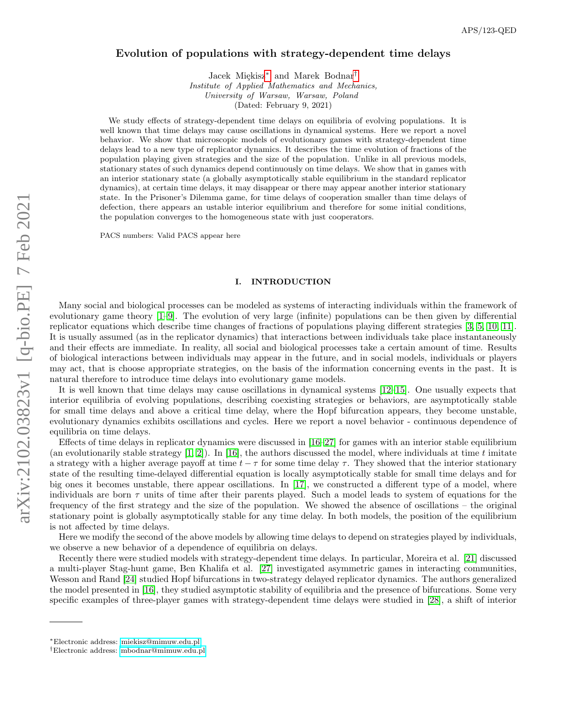# Evolution of populations with strategy-dependent time delays

Jacek Miękisz* and Marek Bodnar†

*Institute of Applied Mathematics and Mechanics,*
*University of Warsaw, Warsaw, Poland*
(Dated: February 9, 2021)

We study effects of strategy-dependent time delays on equilibria of evolving populations. It is well known that time delays may cause oscillations in dynamical systems. Here we report a novel behavior. We show that microscopic models of evolutionary games with strategy-dependent time delays lead to a new type of replicator dynamics. It describes the time evolution of fractions of the population playing given strategies and the size of the population. Unlike in all previous models, stationary states of such dynamics depend continuously on time delays. We show that in games with an interior stationary state (a globally asymptotically stable equilibrium in the standard replicator dynamics), at certain time delays, it may disappear or there may appear another interior stationary state. In the Prisoner's Dilemma game, for time delays of cooperation smaller than time delays of defection, there appears an ustable interior equilibrium and therefore for some initial conditions, the population converges to the homogeneous state with just cooperators.

PACS numbers: Valid PACS appear here

## I. INTRODUCTION

Many social and biological processes can be modeled as systems of interacting individuals within the framework of evolutionary game theory [1–9]. The evolution of very large (infinite) populations can be then given by differential replicator equations which describe time changes of fractions of populations playing different strategies [3, 5, 10, 11]. It is usually assumed (as in the replicator dynamics) that interactions between individuals take place instantaneously and their effects are immediate. In reality, all social and biological processes take a certain amount of time. Results of biological interactions between individuals may appear in the future, and in social models, individuals or players may act, that is choose appropriate strategies, on the basis of the information concerning events in the past. It is natural therefore to introduce time delays into evolutionary game models.

It is well known that time delays may cause oscillations in dynamical systems [12–15]. One usually expects that interior equilibria of evolving populations, describing coexisting strategies or behaviors, are asymptotically stable for small time delays and above a critical time delay, where the Hopf bifurcation appears, they become unstable, evolutionary dynamics exhibits oscillations and cycles. Here we report a novel behavior - continuous dependence of equilibria on time delays.

Effects of time delays in replicator dynamics were discussed in [16–27] for games with an interior stable equilibrium (an evolutionarily stable strategy [1, 2]). In [16], the authors discussed the model, where individuals at time $t$ imitate a strategy with a higher average payoff at time $t - \tau$ for some time delay $\tau$. They showed that the interior stationary state of the resulting time-delayed differential equation is locally asymptotically stable for small time delays and for big ones it becomes unstable, there appear oscillations. In [17], we constructed a different type of a model, where individuals are born $\tau$ units of time after their parents played. Such a model leads to system of equations for the frequency of the first strategy and the size of the population. We showed the absence of oscillations – the original stationary point is globally asymptotically stable for any time delay. In both models, the position of the equilibrium is not affected by time delays.

Here we modify the second of the above models by allowing time delays to depend on strategies played by individuals, we observe a new behavior of a dependence of equilibria on delays.

Recently there were studied models with strategy-dependent time delays. In particular, Moreira et al. [21] discussed a multi-player Stag-hunt game, Ben Khalifa et al. [27] investigated asymmetric games in interacting communities, Wesson and Rand [24] studied Hopf bifurcations in two-strategy delayed replicator dynamics. The authors generalized the model presented in [16], they studied asymptotic stability of equilibria and the presence of bifurcations. Some very specific examples of three-player games with strategy-dependent time delays were studied in [28], a shift of interior

*Electronic address: miekisz@mimuw.edu.pl
†Electronic address: mbodnar@mimuw.edu.pl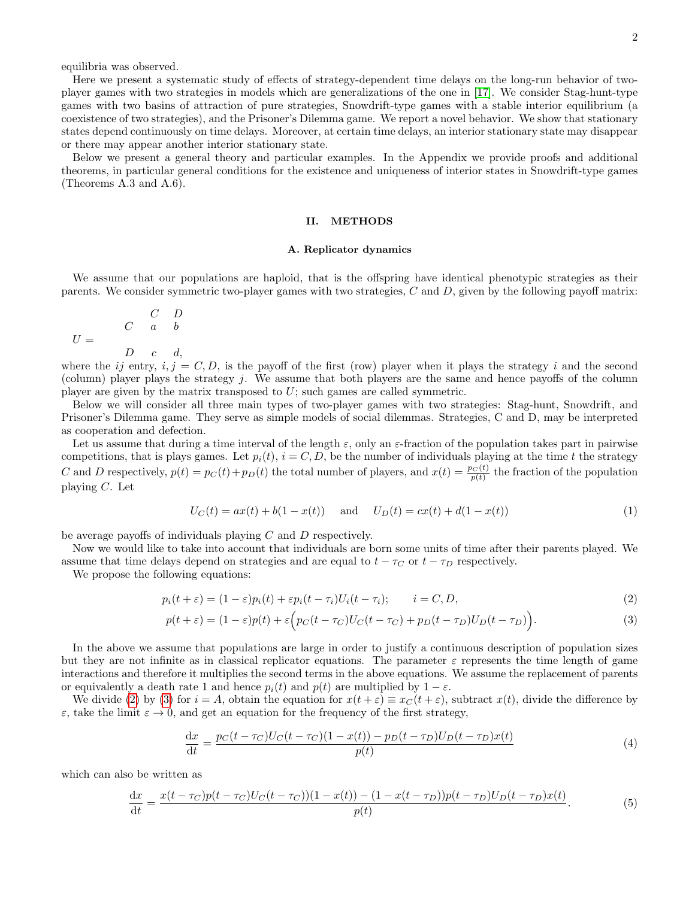equilibria was observed.

Here we present a systematic study of effects of strategy-dependent time delays on the long-run behavior of two-player games with two strategies in models which are generalizations of the one in [17]. We consider Stag-hunt-type games with two basins of attraction of pure strategies, Snowdrift-type games with a stable interior equilibrium (a coexistence of two strategies), and the Prisoner's Dilemma game. We report a novel behavior. We show that stationary states depend continuously on time delays. Moreover, at certain time delays, an interior stationary state may disappear or there may appear another interior stationary state.

Below we present a general theory and particular examples. In the Appendix we provide proofs and additional theorems, in particular general conditions for the existence and uniqueness of interior states in Snowdrift-type games (Theorems A.3 and A.6).

## II. METHODS

### A. Replicator dynamics

We assume that our populations are haploid, that is the offspring have identical phenotypic strategies as their parents. We consider symmetric two-player games with two strategies, $C$ and $D$, given by the following payoff matrix:

$$
U = \begin{array}{ccc} & C & D \\ C & a & b \\ D & c & d, \end{array}
$$

where the $ij$ entry, $i, j = C, D$, is the payoff of the first (row) player when it plays the strategy $i$ and the second (column) player plays the strategy $j$. We assume that both players are the same and hence payoffs of the column player are given by the matrix transposed to $U$; such games are called symmetric.

Below we will consider all three main types of two-player games with two strategies: Stag-hunt, Snowdrift, and Prisoner's Dilemma game. They serve as simple models of social dilemmas. Strategies, C and D, may be interpreted as cooperation and defection.

Let us assume that during a time interval of the length $\varepsilon$, only an $\varepsilon$-fraction of the population takes part in pairwise competitions, that is plays games. Let $p_i(t)$, $i = C, D$, be the number of individuals playing at the time $t$ the strategy $C$ and $D$ respectively, $p(t) = p_C(t) + p_D(t)$ the total number of players, and $x(t) = \frac{p_C(t)}{p(t)}$ the fraction of the population playing $C$. Let

$$
U_C(t) = ax(t) + b(1 - x(t)) \quad \text{and} \quad U_D(t) = cx(t) + d(1 - x(t)) \tag{1}
$$

be average payoffs of individuals playing $C$ and $D$ respectively.

Now we would like to take into account that individuals are born some units of time after their parents played. We assume that time delays depend on strategies and are equal to $t - \tau_C$ or $t - \tau_D$ respectively.

We propose the following equations:

$$
p_i(t + \varepsilon) = (1 - \varepsilon)p_i(t) + \varepsilon p_i(t - \tau_i)U_i(t - \tau_i); \qquad i = C, D, \tag{2}
$$

$$
p(t + \varepsilon) = (1 - \varepsilon)p(t) + \varepsilon\Big(p_C(t - \tau_C)U_C(t - \tau_C) + p_D(t - \tau_D)U_D(t - \tau_D)\Big). \tag{3}
$$

In the above we assume that populations are large in order to justify a continuous description of population sizes but they are not infinite as in classical replicator equations. The parameter $\varepsilon$ represents the time length of game interactions and therefore it multiplies the second terms in the above equations. We assume the replacement of parents or equivalently a death rate 1 and hence $p_i(t)$ and $p(t)$ are multiplied by $1 - \varepsilon$.

We divide (2) by (3) for $i = A$, obtain the equation for $x(t + \varepsilon) \equiv x_C(t + \varepsilon)$, subtract $x(t)$, divide the difference by $\varepsilon$, take the limit $\varepsilon \to 0$, and get an equation for the frequency of the first strategy,

$$
\frac{\mathrm{d}x}{\mathrm{d}t} = \frac{p_C(t - \tau_C)U_C(t - \tau_C)(1 - x(t)) - p_D(t - \tau_D)U_D(t - \tau_D)x(t)}{p(t)} \tag{4}
$$

which can also be written as

$$
\frac{\mathrm{d}x}{\mathrm{d}t} = \frac{x(t - \tau_C)p(t - \tau_C)U_C(t - \tau_C))(1 - x(t)) - (1 - x(t - \tau_D))p(t - \tau_D)U_D(t - \tau_D)x(t)}{p(t)}. \tag{5}
$$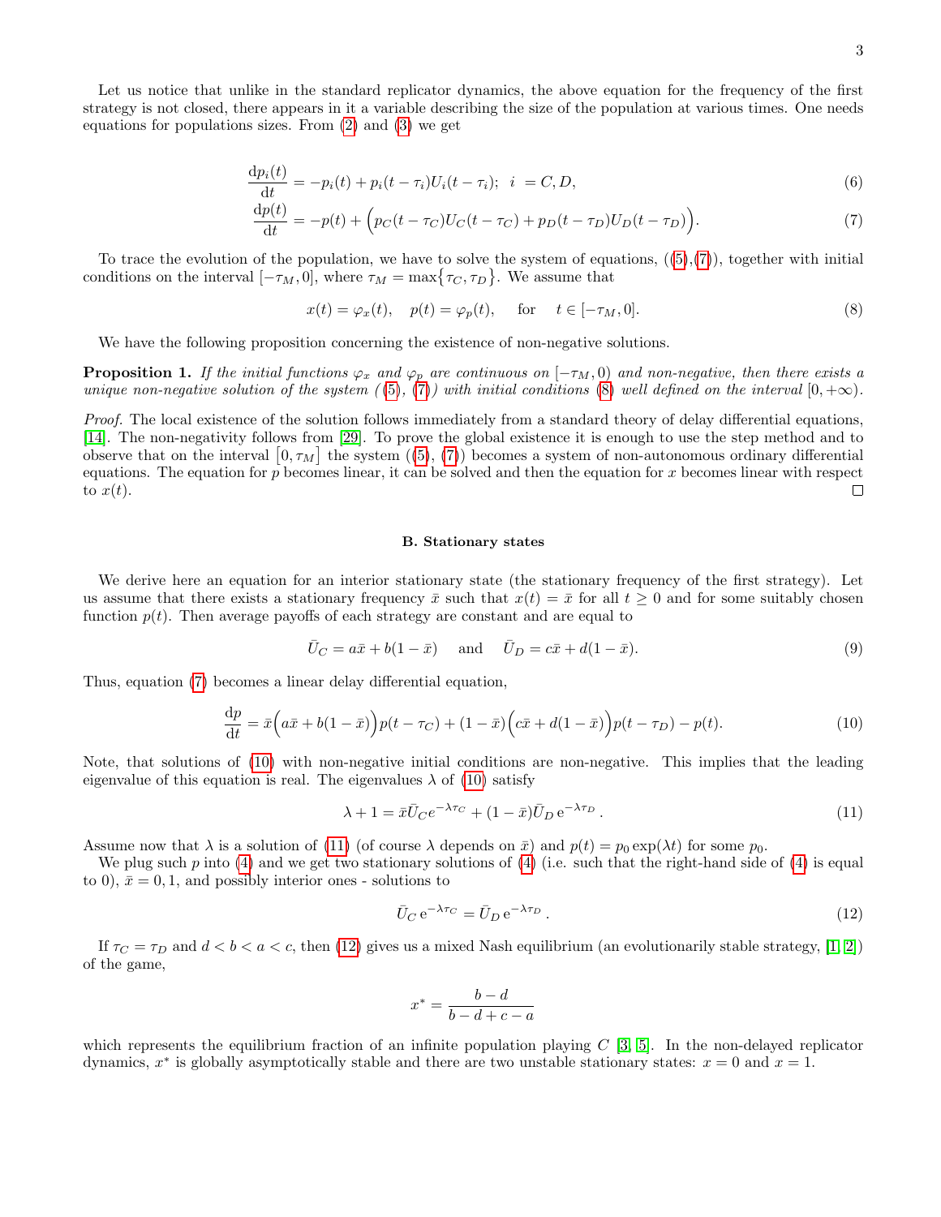Let us notice that unlike in the standard replicator dynamics, the above equation for the frequency of the first strategy is not closed, there appears in it a variable describing the size of the population at various times. One needs equations for populations sizes. From (2) and (3) we get

$$\frac{\mathrm{d}p_i(t)}{\mathrm{d}t} = -p_i(t) + p_i(t-\tau_i)U_i(t-\tau_i); \;\; i \; = C, D, \tag{6}$$

$$\frac{\mathrm{d}p(t)}{\mathrm{d}t} = -p(t) + \Big(p_C(t-\tau_C)U_C(t-\tau_C) + p_D(t-\tau_D)U_D(t-\tau_D)\Big). \tag{7}$$

To trace the evolution of the population, we have to solve the system of equations, ((5),(7)), together with initial conditions on the interval $[-\tau_M, 0]$, where $\tau_M = \max\{\tau_C, \tau_D\}$. We assume that

$$x(t) = \varphi_x(t), \quad p(t) = \varphi_p(t), \quad \text{ for } \quad t \in [-\tau_M, 0]. \tag{8}$$

We have the following proposition concerning the existence of non-negative solutions.

**Proposition 1.** *If the initial functions $\varphi_x$ and $\varphi_p$ are continuous on $[-\tau_M, 0)$ and non-negative, then there exists a unique non-negative solution of the system ( (5), (7)) with initial conditions (8) well defined on the interval $[0, +\infty)$.*

*Proof.* The local existence of the solution follows immediately from a standard theory of delay differential equations, [14]. The non-negativity follows from [29]. To prove the global existence it is enough to use the step method and to observe that on the interval $[0, \tau_M]$ the system ((5), (7)) becomes a system of non-autonomous ordinary differential equations. The equation for $p$ becomes linear, it can be solved and then the equation for $x$ becomes linear with respect to $x(t)$. □

### B. Stationary states

We derive here an equation for an interior stationary state (the stationary frequency of the first strategy). Let us assume that there exists a stationary frequency $\bar{x}$ such that $x(t) = \bar{x}$ for all $t \geq 0$ and for some suitably chosen function $p(t)$. Then average payoffs of each strategy are constant and are equal to

$$\bar{U}_C = a\bar{x} + b(1-\bar{x}) \quad \text{ and } \quad \bar{U}_D = c\bar{x} + d(1-\bar{x}). \tag{9}$$

Thus, equation (7) becomes a linear delay differential equation,

$$\frac{\mathrm{d}p}{\mathrm{d}t} = \bar{x}\Big(a\bar{x} + b(1-\bar{x})\Big)p(t-\tau_C) + (1-\bar{x})\Big(c\bar{x} + d(1-\bar{x})\Big)p(t-\tau_D) - p(t). \tag{10}$$

Note, that solutions of (10) with non-negative initial conditions are non-negative. This implies that the leading eigenvalue of this equation is real. The eigenvalues $\lambda$ of (10) satisfy

$$\lambda + 1 = \bar{x}\bar{U}_C e^{-\lambda\tau_C} + (1-\bar{x})\bar{U}_D \, \mathrm{e}^{-\lambda\tau_D} \,. \tag{11}$$

Assume now that $\lambda$ is a solution of (11) (of course $\lambda$ depends on $\bar{x}$) and $p(t) = p_0 \exp(\lambda t)$ for some $p_0$.

We plug such $p$ into (4) and we get two stationary solutions of (4) (i.e. such that the right-hand side of (4) is equal to 0), $\bar{x} = 0, 1$, and possibly interior ones - solutions to

$$\bar{U}_C \, \mathrm{e}^{-\lambda\tau_C} = \bar{U}_D \, \mathrm{e}^{-\lambda\tau_D} \,. \tag{12}$$

If $\tau_C = \tau_D$ and $d < b < a < c$, then (12) gives us a mixed Nash equilibrium (an evolutionarily stable strategy, [1, 2]) of the game,

$$x^* = \frac{b-d}{b-d+c-a}$$

which represents the equilibrium fraction of an infinite population playing $C$ [3, 5]. In the non-delayed replicator dynamics, $x^*$ is globally asymptotically stable and there are two unstable stationary states: $x = 0$ and $x = 1$.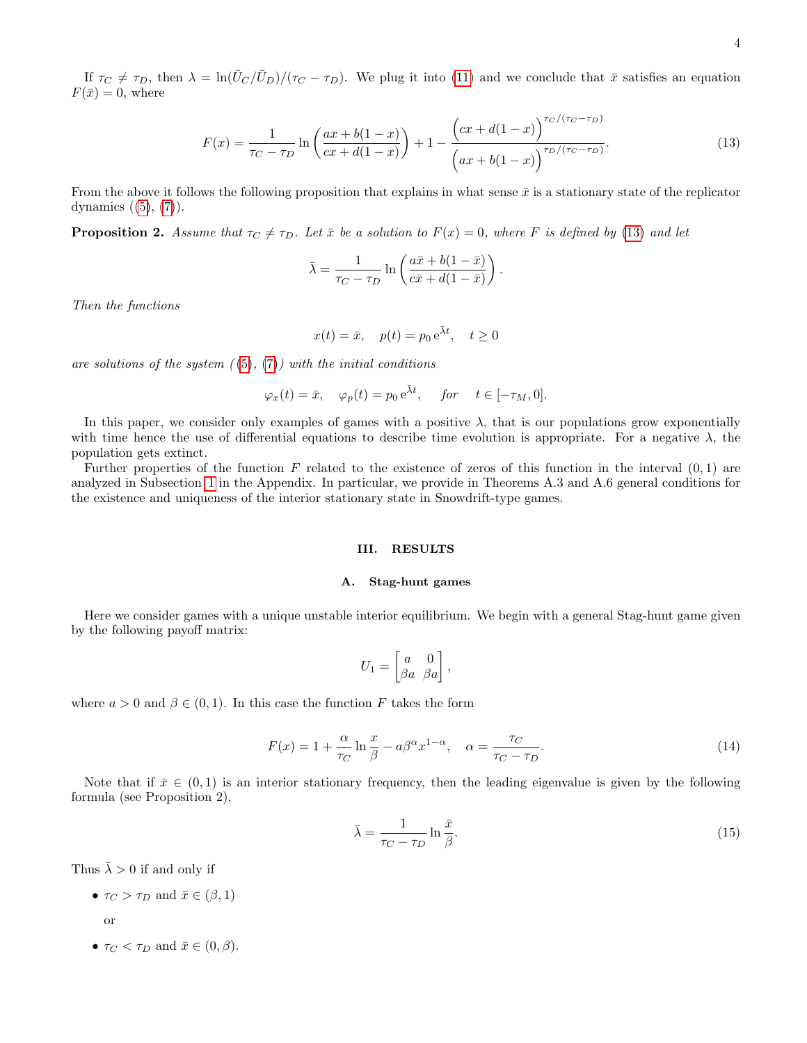If $\tau_C \neq \tau_D$, then $\lambda = \ln(\bar{U}_C/\bar{U}_D)/(\tau_C - \tau_D)$. We plug it into (11) and we conclude that $\bar{x}$ satisfies an equation $F(\bar{x}) = 0$, where

$$F(x) = \frac{1}{\tau_C - \tau_D} \ln\left(\frac{ax + b(1-x)}{cx + d(1-x)}\right) + 1 - \frac{\Big(cx + d(1-x)\Big)^{\tau_C/(\tau_C - \tau_D)}}{\Big(ax + b(1-x)\Big)^{\tau_D/(\tau_C - \tau_D)}}. \tag{13}$$

From the above it follows the following proposition that explains in what sense $\bar{x}$ is a stationary state of the replicator dynamics ((5), (7)).

**Proposition 2.** *Assume that $\tau_C \neq \tau_D$. Let $\bar{x}$ be a solution to $F(x) = 0$, where $F$ is defined by (13) and let*

$$\bar{\lambda} = \frac{1}{\tau_C - \tau_D} \ln\left(\frac{a\bar{x} + b(1-\bar{x})}{c\bar{x} + d(1-\bar{x})}\right).$$

*Then the functions*

$$x(t) = \bar{x}, \quad p(t) = p_0 \, \mathrm{e}^{\bar{\lambda} t}, \quad t \geq 0$$

*are solutions of the system ((5), (7)) with the initial conditions*

$$\varphi_x(t) = \bar{x}, \quad \varphi_p(t) = p_0 \, \mathrm{e}^{\bar{\lambda} t}, \quad \text{for} \quad t \in [-\tau_M, 0].$$

In this paper, we consider only examples of games with a positive $\lambda$, that is our populations grow exponentially with time hence the use of differential equations to describe time evolution is appropriate. For a negative $\lambda$, the population gets extinct.

Further properties of the function $F$ related to the existence of zeros of this function in the interval $(0,1)$ are analyzed in Subsection 1 in the Appendix. In particular, we provide in Theorems A.3 and A.6 general conditions for the existence and uniqueness of the interior stationary state in Snowdrift-type games.

## III. RESULTS

### A. Stag-hunt games

Here we consider games with a unique unstable interior equilibrium. We begin with a general Stag-hunt game given by the following payoff matrix:

$$U_1 = \begin{bmatrix} a & 0 \\ \beta a & \beta a \end{bmatrix},$$

where $a > 0$ and $\beta \in (0,1)$. In this case the function $F$ takes the form

$$F(x) = 1 + \frac{\alpha}{\tau_C} \ln\frac{x}{\beta} - a\beta^{\alpha} x^{1-\alpha}, \quad \alpha = \frac{\tau_C}{\tau_C - \tau_D}. \tag{14}$$

Note that if $\bar{x} \in (0,1)$ is an interior stationary frequency, then the leading eigenvalue is given by the following formula (see Proposition 2),

$$\bar{\lambda} = \frac{1}{\tau_C - \tau_D} \ln\frac{\bar{x}}{\beta}. \tag{15}$$

Thus $\bar{\lambda} > 0$ if and only if

- $\tau_C > \tau_D$ and $\bar{x} \in (\beta, 1)$

  or

- $\tau_C < \tau_D$ and $\bar{x} \in (0, \beta)$.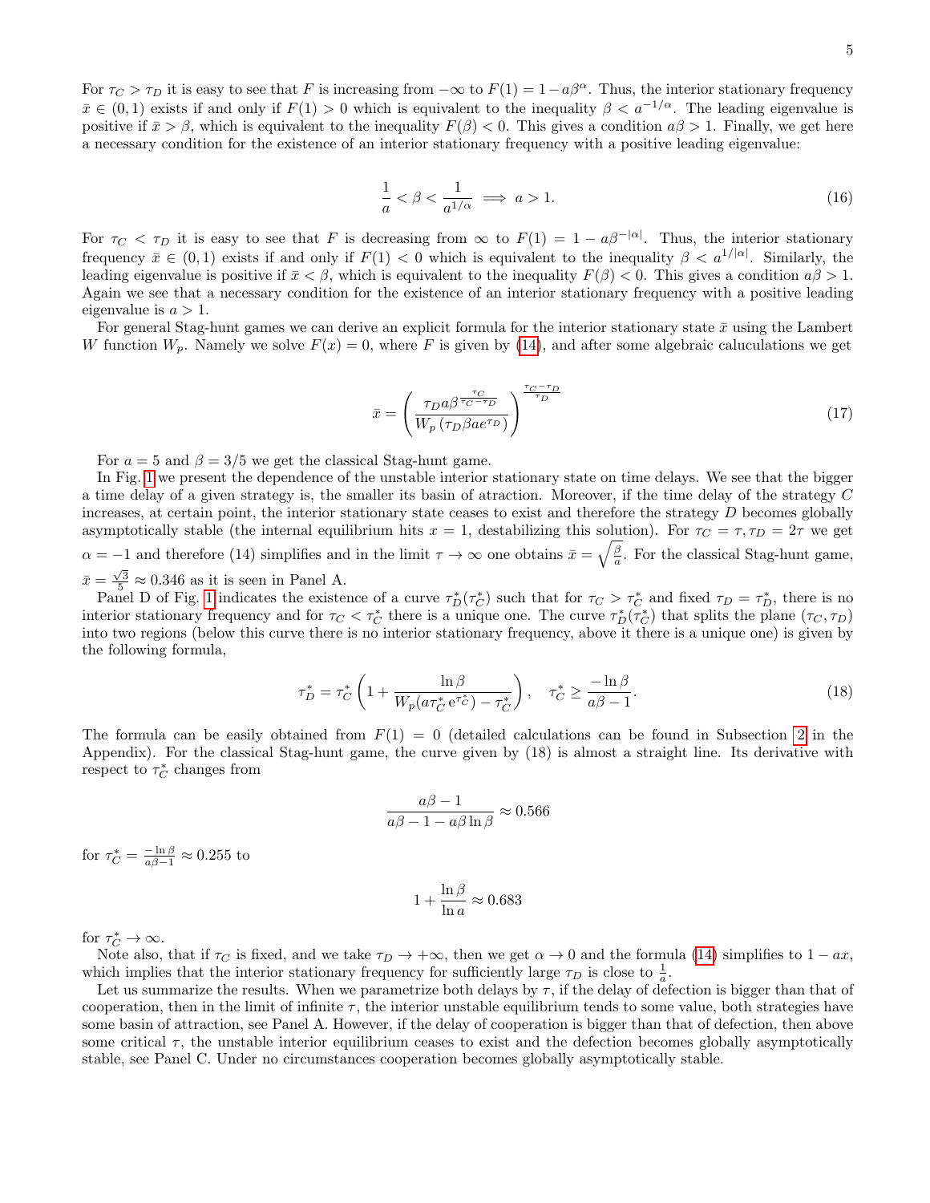For $\tau_C > \tau_D$ it is easy to see that $F$ is increasing from $-\infty$ to $F(1) = 1 - a\beta^{\alpha}$. Thus, the interior stationary frequency $\bar{x} \in (0,1)$ exists if and only if $F(1) > 0$ which is equivalent to the inequality $\beta < a^{-1/\alpha}$. The leading eigenvalue is positive if $\bar{x} > \beta$, which is equivalent to the inequality $F(\beta) < 0$. This gives a condition $a\beta > 1$. Finally, we get here a necessary condition for the existence of an interior stationary frequency with a positive leading eigenvalue:

$$\frac{1}{a} < \beta < \frac{1}{a^{1/\alpha}} \implies a > 1. \tag{16}$$

For $\tau_C < \tau_D$ it is easy to see that $F$ is decreasing from $\infty$ to $F(1) = 1 - a\beta^{-|\alpha|}$. Thus, the interior stationary frequency $\bar{x} \in (0,1)$ exists if and only if $F(1) < 0$ which is equivalent to the inequality $\beta < a^{1/|\alpha|}$. Similarly, the leading eigenvalue is positive if $\bar{x} < \beta$, which is equivalent to the inequality $F(\beta) < 0$. This gives a condition $a\beta > 1$. Again we see that a necessary condition for the existence of an interior stationary frequency with a positive leading eigenvalue is $a > 1$.

For general Stag-hunt games we can derive an explicit formula for the interior stationary state $\bar{x}$ using the Lambert W function $W_p$. Namely we solve $F(x) = 0$, where $F$ is given by (14), and after some algebraic caluculations we get

$$\bar{x} = \left( \frac{\tau_D a \beta^{\frac{\tau_C}{\tau_C - \tau_D}}}{W_p\left(\tau_D \beta a e^{\tau_D}\right)} \right)^{\frac{\tau_C - \tau_D}{\tau_D}} \tag{17}$$

For $a = 5$ and $\beta = 3/5$ we get the classical Stag-hunt game.

In Fig. 1 we present the dependence of the unstable interior stationary state on time delays. We see that the bigger a time delay of a given strategy is, the smaller its basin of atraction. Moreover, if the time delay of the strategy $C$ increases, at certain point, the interior stationary state ceases to exist and therefore the strategy $D$ becomes globally asymptotically stable (the internal equilibrium hits $x = 1$, destabilizing this solution). For $\tau_C = \tau, \tau_D = 2\tau$ we get $\alpha = -1$ and therefore (14) simplifies and in the limit $\tau \to \infty$ one obtains $\bar{x} = \sqrt{\frac{\beta}{a}}$. For the classical Stag-hunt game, $\bar{x} = \frac{\sqrt{3}}{5} \approx 0.346$ as it is seen in Panel A.

Panel D of Fig. 1 indicates the existence of a curve $\tau_D^*(\tau_C^*)$ such that for $\tau_C > \tau_C^*$ and fixed $\tau_D = \tau_D^*$, there is no interior stationary frequency and for $\tau_C < \tau_C^*$ there is a unique one. The curve $\tau_D^*(\tau_C^*)$ that splits the plane $(\tau_C, \tau_D)$ into two regions (below this curve there is no interior stationary frequency, above it there is a unique one) is given by the following formula,

$$\tau_D^* = \tau_C^* \left( 1 + \frac{\ln \beta}{W_p(a\tau_C^* \mathrm{e}^{\tau_C^*}) - \tau_C^*} \right), \quad \tau_C^* \geq \frac{-\ln \beta}{a\beta - 1}. \tag{18}$$

The formula can be easily obtained from $F(1) = 0$ (detailed calculations can be found in Subsection 2 in the Appendix). For the classical Stag-hunt game, the curve given by (18) is almost a straight line. Its derivative with respect to $\tau_C^*$ changes from

$$\frac{a\beta - 1}{a\beta - 1 - a\beta \ln \beta} \approx 0.566$$

for $\tau_C^* = \frac{-\ln \beta}{a\beta - 1} \approx 0.255$ to

$$1 + \frac{\ln \beta}{\ln a} \approx 0.683$$

for $\tau_C^* \to \infty$.

Note also, that if $\tau_C$ is fixed, and we take $\tau_D \to +\infty$, then we get $\alpha \to 0$ and the formula (14) simplifies to $1 - ax$, which implies that the interior stationary frequency for sufficiently large $\tau_D$ is close to $\frac{1}{a}$.

Let us summarize the results. When we parametrize both delays by $\tau$, if the delay of defection is bigger than that of cooperation, then in the limit of infinite $\tau$, the interior unstable equilibrium tends to some value, both strategies have some basin of attraction, see Panel A. However, if the delay of cooperation is bigger than that of defection, then above some critical $\tau$, the unstable interior equilibrium ceases to exist and the defection becomes globally asymptotically stable, see Panel C. Under no circumstances cooperation becomes globally asymptotically stable.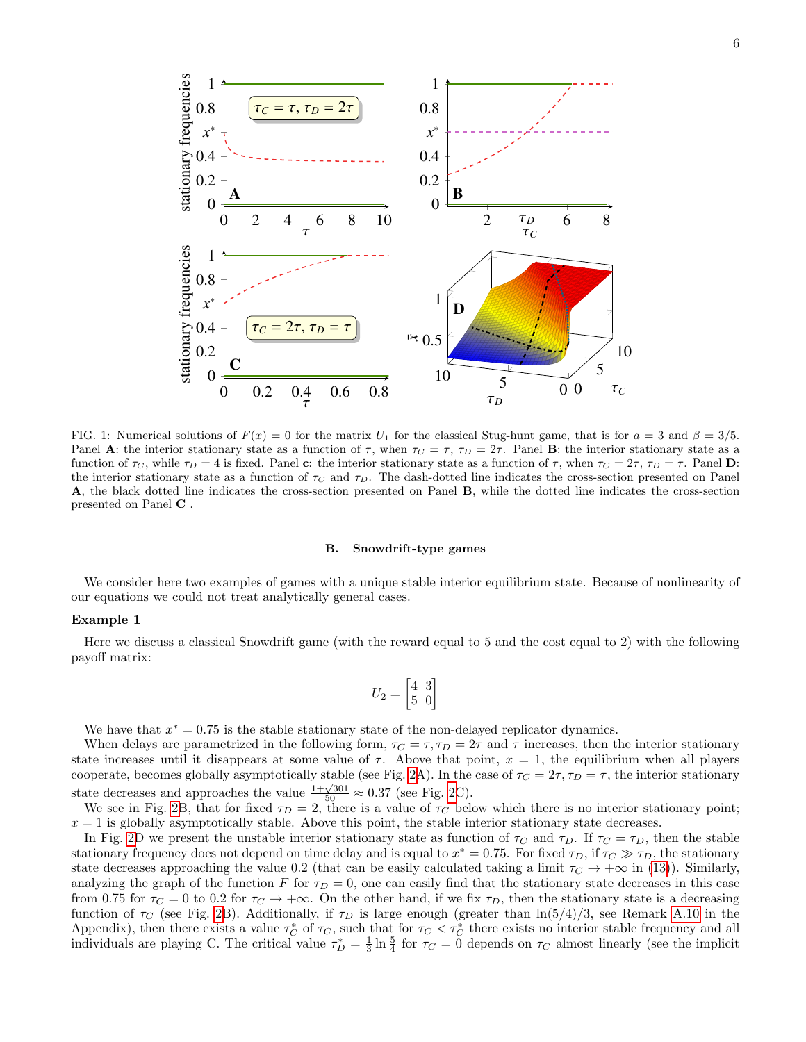FIG. 1: Numerical solutions of $F(x) = 0$ for the matrix $U_1$ for the classical Stug-hunt game, that is for $a = 3$ and $\beta = 3/5$. Panel **A**: the interior stationary state as a function of $\tau$, when $\tau_C = \tau$, $\tau_D = 2\tau$. Panel **B**: the interior stationary state as a function of $\tau_C$, while $\tau_D = 4$ is fixed. Panel **c**: the interior stationary state as a function of $\tau$, when $\tau_C = 2\tau$, $\tau_D = \tau$. Panel **D**: the interior stationary state as a function of $\tau_C$ and $\tau_D$. The dash-dotted line indicates the cross-section presented on Panel **A**, the black dotted line indicates the cross-section presented on Panel **B**, while the dotted line indicates the cross-section presented on Panel **C** .

### B. Snowdrift-type games

We consider here two examples of games with a unique stable interior equilibrium state. Because of nonlinearity of our equations we could not treat analytically general cases.

**Example 1**

Here we discuss a classical Snowdrift game (with the reward equal to 5 and the cost equal to 2) with the following payoff matrix:

$$U_2 = \begin{bmatrix} 4 & 3 \\ 5 & 0 \end{bmatrix}$$

We have that $x^* = 0.75$ is the stable stationary state of the non-delayed replicator dynamics.

When delays are parametrized in the following form, $\tau_C = \tau, \tau_D = 2\tau$ and $\tau$ increases, then the interior stationary state increases until it disappears at some value of $\tau$. Above that point, $x = 1$, the equilibrium when all players cooperate, becomes globally asymptotically stable (see Fig. 2A). In the case of $\tau_C = 2\tau, \tau_D = \tau$, the interior stationary state decreases and approaches the value $\frac{1+\sqrt{301}}{50} \approx 0.37$ (see Fig. 2C).

We see in Fig. 2B, that for fixed $\tau_D = 2$, there is a value of $\tau_C$ below which there is no interior stationary point; $x = 1$ is globally asymptotically stable. Above this point, the stable interior stationary state decreases.

In Fig. 2D we present the unstable interior stationary state as function of $\tau_C$ and $\tau_D$. If $\tau_C = \tau_D$, then the stable stationary frequency does not depend on time delay and is equal to $x^* = 0.75$. For fixed $\tau_D$, if $\tau_C \gg \tau_D$, the stationary state decreases approaching the value 0.2 (that can be easily calculated taking a limit $\tau_C \to +\infty$ in (13)). Similarly, analyzing the graph of the function $F$ for $\tau_D = 0$, one can easily find that the stationary state decreases in this case from 0.75 for $\tau_C = 0$ to 0.2 for $\tau_C \to +\infty$. On the other hand, if we fix $\tau_D$, then the stationary state is a decreasing function of $\tau_C$ (see Fig. 2B). Additionally, if $\tau_D$ is large enough (greater than $\ln(5/4)/3$, see Remark A.10 in the Appendix), then there exists a value $\tau_C^*$ of $\tau_C$, such that for $\tau_C < \tau_C^*$ there exists no interior stable frequency and all individuals are playing C. The critical value $\tau_D^* = \frac{1}{3}\ln\frac{5}{4}$ for $\tau_C = 0$ depends on $\tau_C$ almost linearly (see the implicit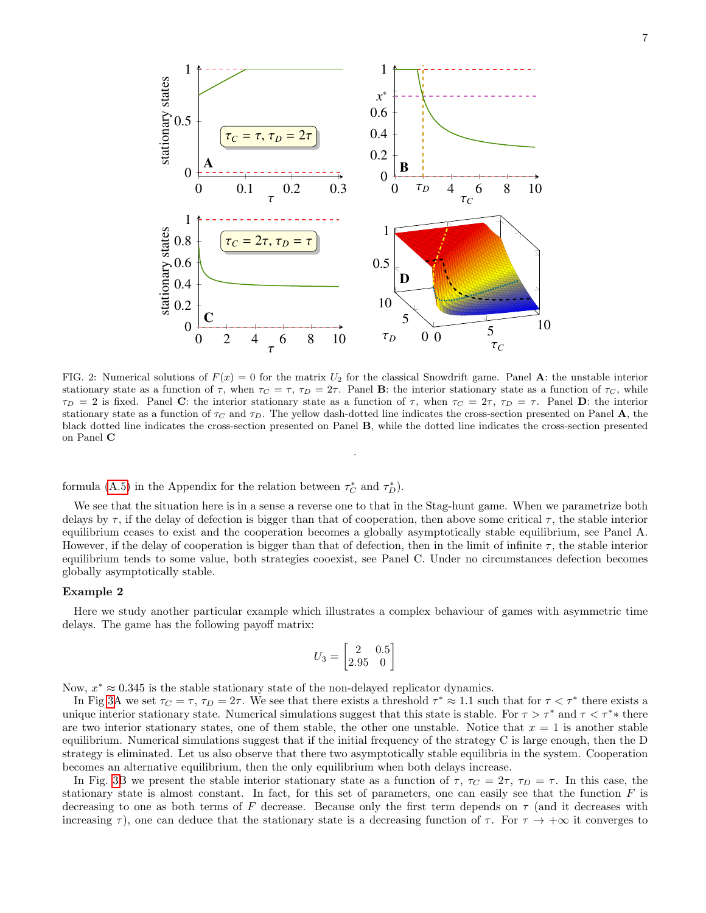FIG. 2: Numerical solutions of $F(x) = 0$ for the matrix $U_2$ for the classical Snowdrift game. Panel **A**: the unstable interior stationary state as a function of $\tau$, when $\tau_C = \tau$, $\tau_D = 2\tau$. Panel **B**: the interior stationary state as a function of $\tau_C$, while $\tau_D = 2$ is fixed. Panel **C**: the interior stationary state as a function of $\tau$, when $\tau_C = 2\tau$, $\tau_D = \tau$. Panel **D**: the interior stationary state as a function of $\tau_C$ and $\tau_D$. The yellow dash-dotted line indicates the cross-section presented on Panel **A**, the black dotted line indicates the cross-section presented on Panel **B**, while the dotted line indicates the cross-section presented on Panel **C**

formula (A.5) in the Appendix for the relation between $\tau_C^*$ and $\tau_D^*$).

We see that the situation here is in a sense a reverse one to that in the Stag-hunt game. When we parametrize both delays by $\tau$, if the delay of defection is bigger than that of cooperation, then above some critical $\tau$, the stable interior equilibrium ceases to exist and the cooperation becomes a globally asymptotically stable equilibrium, see Panel A. However, if the delay of cooperation is bigger than that of defection, then in the limit of infinite $\tau$, the stable interior equilibrium tends to some value, both strategies cooexist, see Panel C. Under no circumstances defection becomes globally asymptotically stable.

### Example 2

Here we study another particular example which illustrates a complex behaviour of games with asymmetric time delays. The game has the following payoff matrix:

$$U_3 = \begin{bmatrix} 2 & 0.5 \\ 2.95 & 0 \end{bmatrix}$$

Now, $x^* \approx 0.345$ is the stable stationary state of the non-delayed replicator dynamics.

In Fig 3A we set $\tau_C = \tau$, $\tau_D = 2\tau$. We see that there exists a threshold $\tau^* \approx 1.1$ such that for $\tau < \tau^*$ there exists a unique interior stationary state. Numerical simulations suggest that this state is stable. For $\tau > \tau^*$ and $\tau < \tau^{*}*$ there are two interior stationary states, one of them stable, the other one unstable. Notice that $x = 1$ is another stable equilibrium. Numerical simulations suggest that if the initial frequency of the strategy C is large enough, then the D strategy is eliminated. Let us also observe that there two asymptotically stable equilibria in the system. Cooperation becomes an alternative equilibrium, then the only equilibrium when both delays increase.

In Fig. 3B we present the stable interior stationary state as a function of $\tau$, $\tau_C = 2\tau$, $\tau_D = \tau$. In this case, the stationary state is almost constant. In fact, for this set of parameters, one can easily see that the function $F$ is decreasing to one as both terms of $F$ decrease. Because only the first term depends on $\tau$ (and it decreases with increasing $\tau$), one can deduce that the stationary state is a decreasing function of $\tau$. For $\tau \to +\infty$ it converges to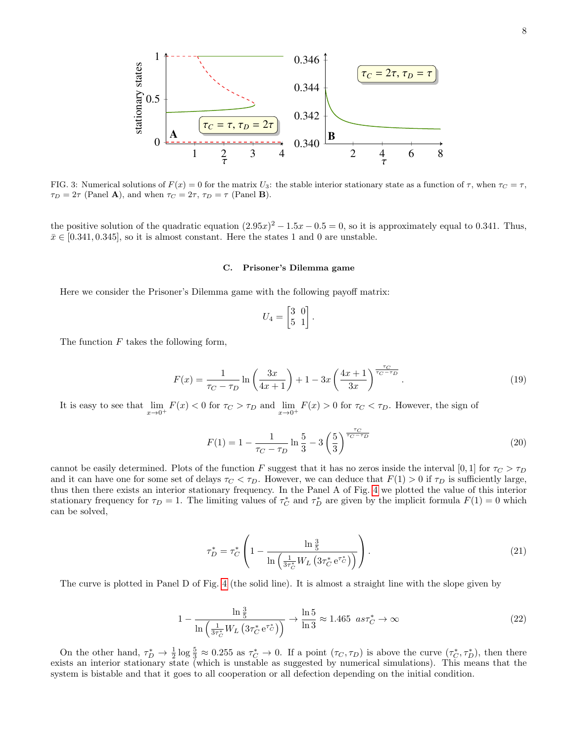FIG. 3: Numerical solutions of $F(x) = 0$ for the matrix $U_3$: the stable interior stationary state as a function of $\tau$, when $\tau_C = \tau$, $\tau_D = 2\tau$ (Panel **A**), and when $\tau_C = 2\tau$, $\tau_D = \tau$ (Panel **B**).

the positive solution of the quadratic equation $(2.95x)^2 - 1.5x - 0.5 = 0$, so it is approximately equal to 0.341. Thus, $\bar{x} \in [0.341, 0.345]$, so it is almost constant. Here the states 1 and 0 are unstable.

### C. Prisoner's Dilemma game

Here we consider the Prisoner's Dilemma game with the following payoff matrix:

$$U_4 = \begin{bmatrix} 3 & 0 \\ 5 & 1 \end{bmatrix}.$$

The function $F$ takes the following form,

$$F(x) = \frac{1}{\tau_C - \tau_D} \ln\left(\frac{3x}{4x+1}\right) + 1 - 3x\left(\frac{4x+1}{3x}\right)^{\frac{\tau_C}{\tau_C - \tau_D}}. \tag{19}$$

It is easy to see that $\lim_{x\to 0^+} F(x) < 0$ for $\tau_C > \tau_D$ and $\lim_{x\to 0^+} F(x) > 0$ for $\tau_C < \tau_D$. However, the sign of

$$F(1) = 1 - \frac{1}{\tau_C - \tau_D} \ln\frac{5}{3} - 3\left(\frac{5}{3}\right)^{\frac{\tau_C}{\tau_C - \tau_D}} \tag{20}$$

cannot be easily determined. Plots of the function $F$ suggest that it has no zeros inside the interval $[0, 1]$ for $\tau_C > \tau_D$ and it can have one for some set of delays $\tau_C < \tau_D$. However, we can deduce that $F(1) > 0$ if $\tau_D$ is sufficiently large, thus then there exists an interior stationary frequency. In the Panel A of Fig. 4 we plotted the value of this interior stationary frequency for $\tau_D = 1$. The limiting values of $\tau_C^*$ and $\tau_D^*$ are given by the implicit formula $F(1) = 0$ which can be solved,

$$\tau_D^* = \tau_C^*\left(1 - \frac{\ln\frac{3}{5}}{\ln\left(\frac{1}{3\tau_C^*} W_L\left(3\tau_C^* \, \mathrm{e}^{\tau_C^*}\right)\right)}\right). \tag{21}$$

The curve is plotted in Panel D of Fig. 4 (the solid line). It is almost a straight line with the slope given by

$$1 - \frac{\ln\frac{3}{5}}{\ln\left(\frac{1}{3\tau_C^*} W_L\left(3\tau_C^* \, \mathrm{e}^{\tau_C^*}\right)\right)} \to \frac{\ln 5}{\ln 3} \approx 1.465 \;\; as \tau_C^* \to \infty \tag{22}$$

On the other hand, $\tau_D^* \to \frac{1}{2}\log\frac{5}{3} \approx 0.255$ as $\tau_C^* \to 0$. If a point $(\tau_C, \tau_D)$ is above the curve $(\tau_C^*, \tau_D^*)$, then there exists an interior stationary state (which is unstable as suggested by numerical simulations). This means that the system is bistable and that it goes to all cooperation or all defection depending on the initial condition.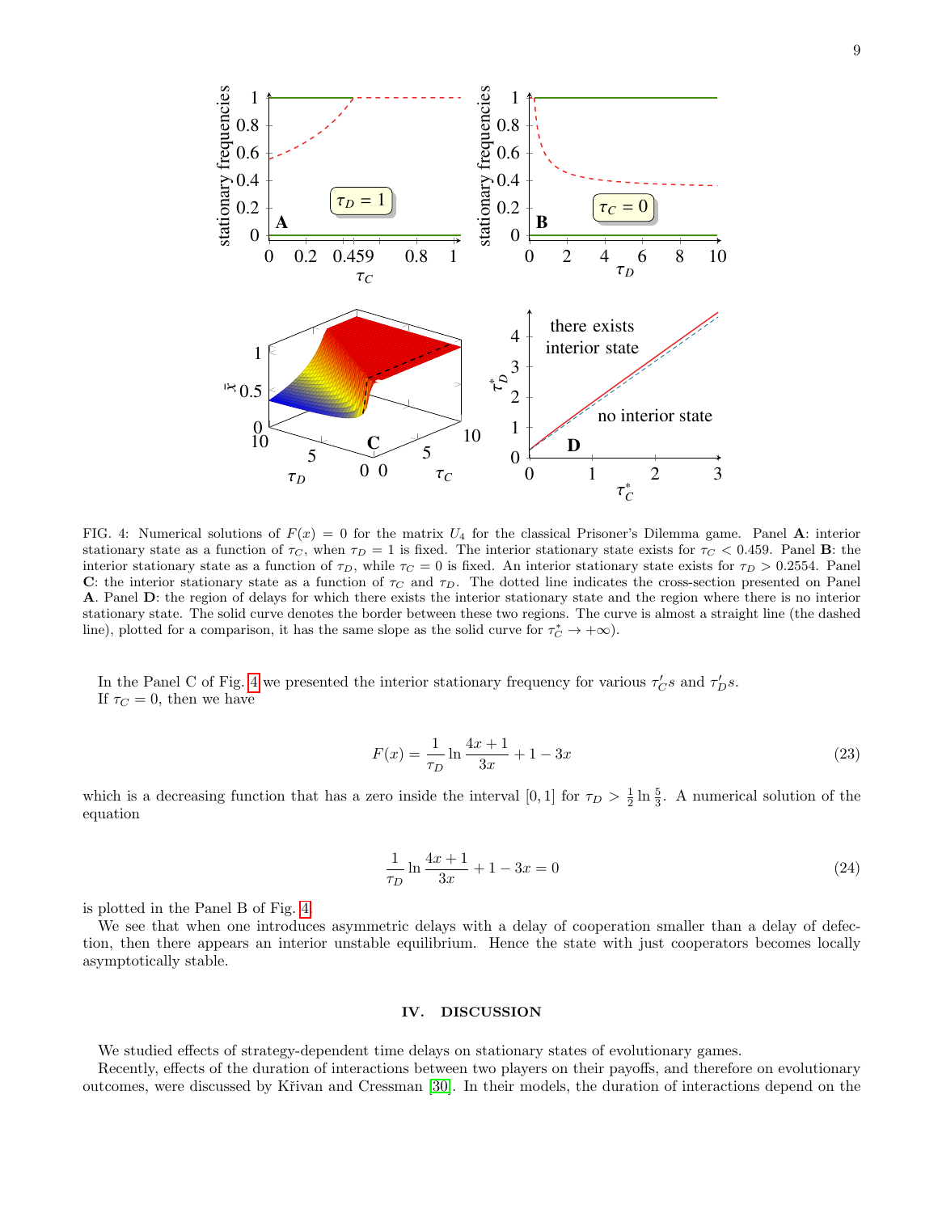FIG. 4: Numerical solutions of $F(x) = 0$ for the matrix $U_4$ for the classical Prisoner's Dilemma game. Panel **A**: interior stationary state as a function of $\tau_C$, when $\tau_D = 1$ is fixed. The interior stationary state exists for $\tau_C < 0.459$. Panel **B**: the interior stationary state as a function of $\tau_D$, while $\tau_C = 0$ is fixed. An interior stationary state exists for $\tau_D > 0.2554$. Panel **C**: the interior stationary state as a function of $\tau_C$ and $\tau_D$. The dotted line indicates the cross-section presented on Panel **A**. Panel **D**: the region of delays for which there exists the interior stationary state and the region where there is no interior stationary state. The solid curve denotes the border between these two regions. The curve is almost a straight line (the dashed line), plotted for a comparison, it has the same slope as the solid curve for $\tau_C^* \to +\infty$).

In the Panel C of Fig. 4 we presented the interior stationary frequency for various $\tau_C's$ and $\tau_D's$.
If $\tau_C = 0$, then we have

$$F(x) = \frac{1}{\tau_D} \ln \frac{4x+1}{3x} + 1 - 3x \tag{23}$$

which is a decreasing function that has a zero inside the interval $[0,1]$ for $\tau_D > \frac{1}{2}\ln\frac{5}{3}$. A numerical solution of the equation

$$\frac{1}{\tau_D} \ln \frac{4x+1}{3x} + 1 - 3x = 0 \tag{24}$$

is plotted in the Panel B of Fig. 4.

We see that when one introduces asymmetric delays with a delay of cooperation smaller than a delay of defection, then there appears an interior unstable equilibrium. Hence the state with just cooperators becomes locally asymptotically stable.

## IV. DISCUSSION

We studied effects of strategy-dependent time delays on stationary states of evolutionary games.

Recently, effects of the duration of interactions between two players on their payoffs, and therefore on evolutionary outcomes, were discussed by Křivan and Cressman [30]. In their models, the duration of interactions depend on the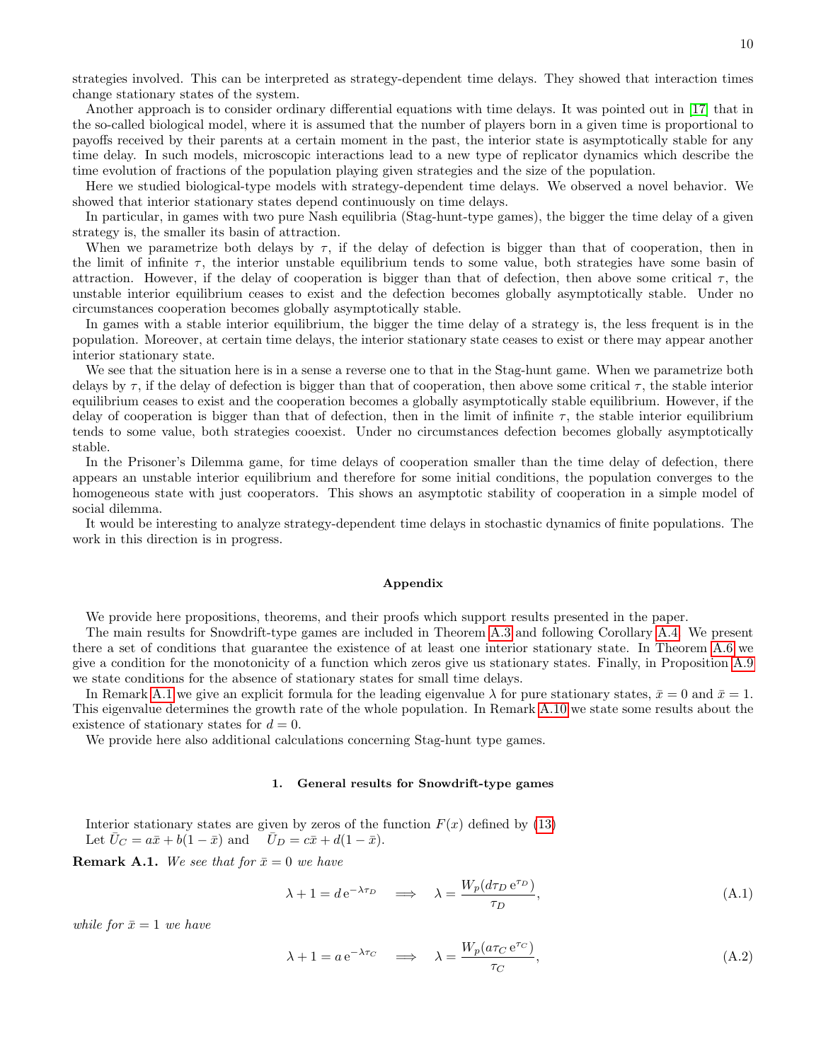strategies involved. This can be interpreted as strategy-dependent time delays. They showed that interaction times change stationary states of the system.

Another approach is to consider ordinary differential equations with time delays. It was pointed out in [17] that in the so-called biological model, where it is assumed that the number of players born in a given time is proportional to payoffs received by their parents at a certain moment in the past, the interior state is asymptotically stable for any time delay. In such models, microscopic interactions lead to a new type of replicator dynamics which describe the time evolution of fractions of the population playing given strategies and the size of the population.

Here we studied biological-type models with strategy-dependent time delays. We observed a novel behavior. We showed that interior stationary states depend continuously on time delays.

In particular, in games with two pure Nash equilibria (Stag-hunt-type games), the bigger the time delay of a given strategy is, the smaller its basin of attraction.

When we parametrize both delays by $\tau$, if the delay of defection is bigger than that of cooperation, then in the limit of infinite $\tau$, the interior unstable equilibrium tends to some value, both strategies have some basin of attraction. However, if the delay of cooperation is bigger than that of defection, then above some critical $\tau$, the unstable interior equilibrium ceases to exist and the defection becomes globally asymptotically stable. Under no circumstances cooperation becomes globally asymptotically stable.

In games with a stable interior equilibrium, the bigger the time delay of a strategy is, the less frequent is in the population. Moreover, at certain time delays, the interior stationary state ceases to exist or there may appear another interior stationary state.

We see that the situation here is in a sense a reverse one to that in the Stag-hunt game. When we parametrize both delays by $\tau$, if the delay of defection is bigger than that of cooperation, then above some critical $\tau$, the stable interior equilibrium ceases to exist and the cooperation becomes a globally asymptotically stable equilibrium. However, if the delay of cooperation is bigger than that of defection, then in the limit of infinite $\tau$, the stable interior equilibrium tends to some value, both strategies cooexist. Under no circumstances defection becomes globally asymptotically stable.

In the Prisoner's Dilemma game, for time delays of cooperation smaller than the time delay of defection, there appears an unstable interior equilibrium and therefore for some initial conditions, the population converges to the homogeneous state with just cooperators. This shows an asymptotic stability of cooperation in a simple model of social dilemma.

It would be interesting to analyze strategy-dependent time delays in stochastic dynamics of finite populations. The work in this direction is in progress.

## Appendix

We provide here propositions, theorems, and their proofs which support results presented in the paper.

The main results for Snowdrift-type games are included in Theorem A.3 and following Corollary A.4. We present there a set of conditions that guarantee the existence of at least one interior stationary state. In Theorem A.6 we give a condition for the monotonicity of a function which zeros give us stationary states. Finally, in Proposition A.9 we state conditions for the absence of stationary states for small time delays.

In Remark A.1 we give an explicit formula for the leading eigenvalue $\lambda$ for pure stationary states, $\bar{x} = 0$ and $\bar{x} = 1$. This eigenvalue determines the growth rate of the whole population. In Remark A.10 we state some results about the existence of stationary states for $d = 0$.

We provide here also additional calculations concerning Stag-hunt type games.

### 1. General results for Snowdrift-type games

Interior stationary states are given by zeros of the function $F(x)$ defined by (13)

Let $\bar{U}_C = a\bar{x} + b(1-\bar{x})$ and $\bar{U}_D = c\bar{x} + d(1-\bar{x})$.

**Remark A.1.** *We see that for $\bar{x} = 0$ we have*

$$\lambda + 1 = d\,\mathrm{e}^{-\lambda\tau_D} \quad \Longrightarrow \quad \lambda = \frac{W_p(d\tau_D\,\mathrm{e}^{\tau_D})}{\tau_D}, \tag{A.1}$$

*while for $\bar{x} = 1$ we have*

$$\lambda + 1 = a\,\mathrm{e}^{-\lambda\tau_C} \quad \Longrightarrow \quad \lambda = \frac{W_p(a\tau_C\,\mathrm{e}^{\tau_C})}{\tau_C}, \tag{A.2}$$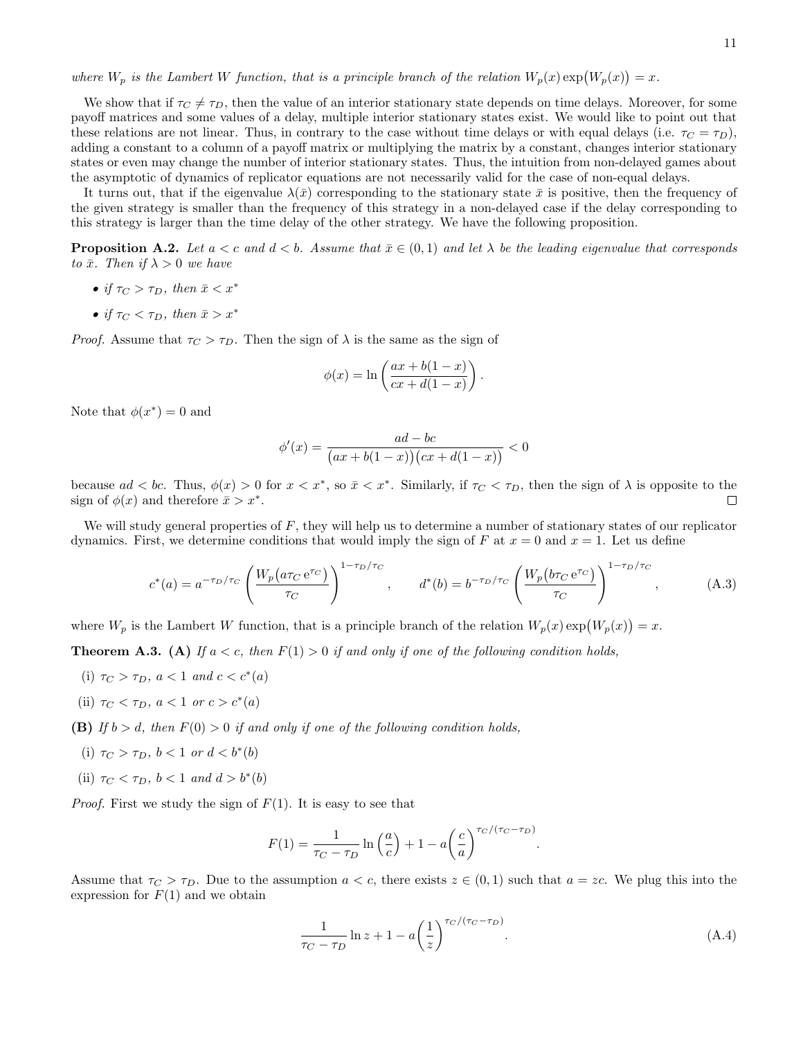*where $W_p$ is the Lambert W function, that is a principle branch of the relation $W_p(x)\exp\big(W_p(x)\big) = x$.*

We show that if $\tau_C \neq \tau_D$, then the value of an interior stationary state depends on time delays. Moreover, for some payoff matrices and some values of a delay, multiple interior stationary states exist. We would like to point out that these relations are not linear. Thus, in contrary to the case without time delays or with equal delays (i.e. $\tau_C = \tau_D$), adding a constant to a column of a payoff matrix or multiplying the matrix by a constant, changes interior stationary states or even may change the number of interior stationary states. Thus, the intuition from non-delayed games about the asymptotic of dynamics of replicator equations are not necessarily valid for the case of non-equal delays.

It turns out, that if the eigenvalue $\lambda(\bar{x})$ corresponding to the stationary state $\bar{x}$ is positive, then the frequency of the given strategy is smaller than the frequency of this strategy in a non-delayed case if the delay corresponding to this strategy is larger than the time delay of the other strategy. We have the following proposition.

**Proposition A.2.** *Let $a < c$ and $d < b$. Assume that $\bar{x} \in (0,1)$ and let $\lambda$ be the leading eigenvalue that corresponds to $\bar{x}$. Then if $\lambda > 0$ we have*

- *if $\tau_C > \tau_D$, then $\bar{x} < x^*$*
- *if $\tau_C < \tau_D$, then $\bar{x} > x^*$*

*Proof.* Assume that $\tau_C > \tau_D$. Then the sign of $\lambda$ is the same as the sign of

$$\phi(x) = \ln\left(\frac{ax + b(1-x)}{cx + d(1-x)}\right).$$

Note that $\phi(x^*) = 0$ and

$$\phi'(x) = \frac{ad - bc}{\big(ax + b(1-x)\big)\big(cx + d(1-x)\big)} < 0$$

because $ad < bc$. Thus, $\phi(x) > 0$ for $x < x^*$, so $\bar{x} < x^*$. Similarly, if $\tau_C < \tau_D$, then the sign of $\lambda$ is opposite to the sign of $\phi(x)$ and therefore $\bar{x} > x^*$. $\square$

We will study general properties of $F$, they will help us to determine a number of stationary states of our replicator dynamics. First, we determine conditions that would imply the sign of $F$ at $x = 0$ and $x = 1$. Let us define

$$c^*(a) = a^{-\tau_D/\tau_C}\left(\frac{W_p\big(a\tau_C\,\mathrm{e}^{\tau_C}\big)}{\tau_C}\right)^{1-\tau_D/\tau_C}, \qquad d^*(b) = b^{-\tau_D/\tau_C}\left(\frac{W_p\big(b\tau_C\,\mathrm{e}^{\tau_C}\big)}{\tau_C}\right)^{1-\tau_D/\tau_C}, \tag{A.3}$$

where $W_p$ is the Lambert $W$ function, that is a principle branch of the relation $W_p(x)\exp\big(W_p(x)\big) = x$.

**Theorem A.3. (A)** *If $a < c$, then $F(1) > 0$ if and only if one of the following condition holds,*

(i) *$\tau_C > \tau_D$, $a < 1$ and $c < c^*(a)$*

(ii) *$\tau_C < \tau_D$, $a < 1$ or $c > c^*(a)$*

**(B)** *If $b > d$, then $F(0) > 0$ if and only if one of the following condition holds,*

(i) *$\tau_C > \tau_D$, $b < 1$ or $d < b^*(b)$*

(ii) *$\tau_C < \tau_D$, $b < 1$ and $d > b^*(b)$*

*Proof.* First we study the sign of $F(1)$. It is easy to see that

$$F(1) = \frac{1}{\tau_C - \tau_D}\ln\left(\frac{a}{c}\right) + 1 - a\left(\frac{c}{a}\right)^{\tau_C/(\tau_C - \tau_D)}.$$

Assume that $\tau_C > \tau_D$. Due to the assumption $a < c$, there exists $z \in (0,1)$ such that $a = zc$. We plug this into the expression for $F(1)$ and we obtain

$$\frac{1}{\tau_C - \tau_D}\ln z + 1 - a\left(\frac{1}{z}\right)^{\tau_C/(\tau_C - \tau_D)}. \tag{A.4}$$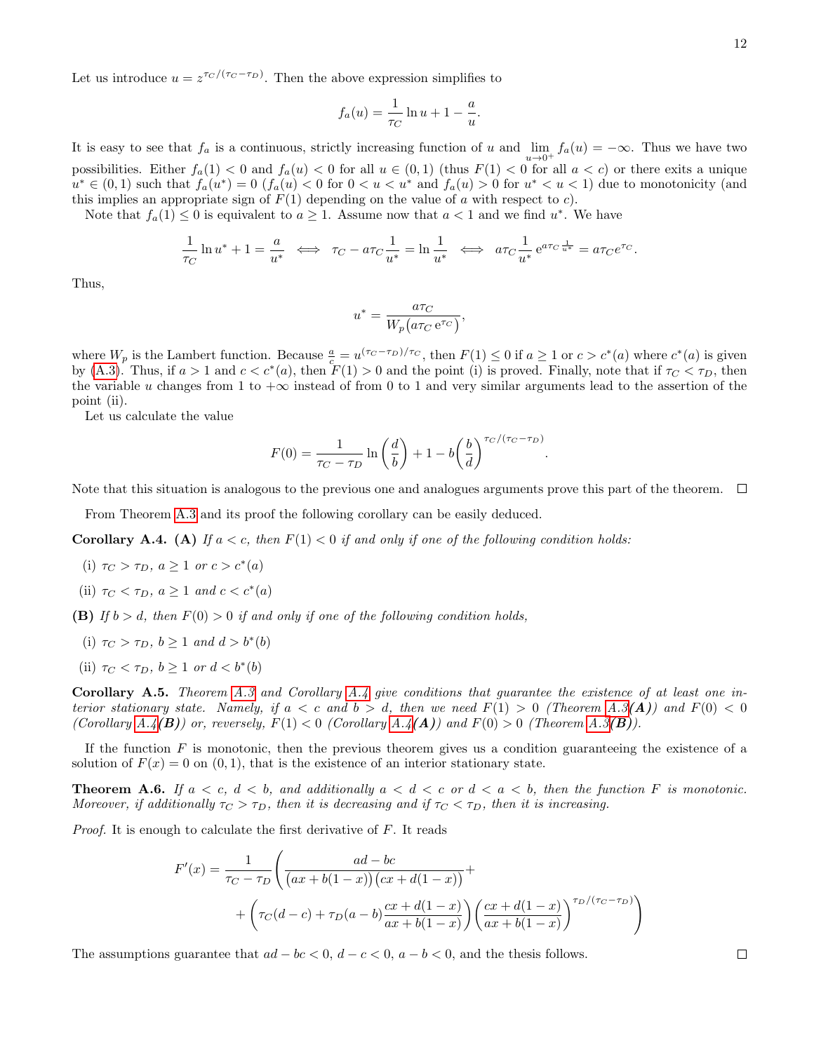Let us introduce $u = z^{\tau_C/(\tau_C-\tau_D)}$. Then the above expression simplifies to

$$f_a(u) = \frac{1}{\tau_C}\ln u + 1 - \frac{a}{u}.$$

It is easy to see that $f_a$ is a continuous, strictly increasing function of $u$ and $\lim_{u\to 0^+} f_a(u) = -\infty$. Thus we have two possibilities. Either $f_a(1) < 0$ and $f_a(u) < 0$ for all $u \in (0,1)$ (thus $F(1) < 0$ for all $a < c$) or there exits a unique $u^* \in (0,1)$ such that $f_a(u^*) = 0$ ($f_a(u) < 0$ for $0 < u < u^*$ and $f_a(u) > 0$ for $u^* < u < 1$) due to monotonicity (and this implies an appropriate sign of $F(1)$ depending on the value of $a$ with respect to $c$).

Note that $f_a(1) \le 0$ is equivalent to $a \ge 1$. Assume now that $a < 1$ and we find $u^*$. We have

$$\frac{1}{\tau_C}\ln u^* + 1 = \frac{a}{u^*} \iff \tau_C - a\tau_C\frac{1}{u^*} = \ln\frac{1}{u^*} \iff a\tau_C\frac{1}{u^*}\,\mathrm{e}^{a\tau_C\frac{1}{u^*}} = a\tau_C e^{\tau_C}.$$

Thus,

$$u^* = \frac{a\tau_C}{W_p\big(a\tau_C\,\mathrm{e}^{\tau_C}\big)},$$

where $W_p$ is the Lambert function. Because $\frac{a}{c} = u^{(\tau_C-\tau_D)/\tau_C}$, then $F(1) \le 0$ if $a \ge 1$ or $c > c^*(a)$ where $c^*(a)$ is given by (A.3). Thus, if $a > 1$ and $c < c^*(a)$, then $F(1) > 0$ and the point (i) is proved. Finally, note that if $\tau_C < \tau_D$, then the variable $u$ changes from 1 to $+\infty$ instead of from 0 to 1 and very similar arguments lead to the assertion of the point (ii).

Let us calculate the value

$$F(0) = \frac{1}{\tau_C-\tau_D}\ln\left(\frac{d}{b}\right) + 1 - b\left(\frac{b}{d}\right)^{\tau_C/(\tau_C-\tau_D)}.$$

Note that this situation is analogous to the previous one and analogues arguments prove this part of the theorem. $\square$

From Theorem A.3 and its proof the following corollary can be easily deduced.

**Corollary A.4.** **(A)** *If $a < c$, then $F(1) < 0$ if and only if one of the following condition holds:*

(i) $\tau_C > \tau_D$, $a \ge 1$ *or* $c > c^*(a)$

(ii) $\tau_C < \tau_D$, $a \ge 1$ *and* $c < c^*(a)$

**(B)** *If $b > d$, then $F(0) > 0$ if and only if one of the following condition holds,*

(i) $\tau_C > \tau_D$, $b \ge 1$ *and* $d > b^*(b)$

(ii) $\tau_C < \tau_D$, $b \ge 1$ *or* $d < b^*(b)$

**Corollary A.5.** *Theorem A.3 and Corollary A.4 give conditions that guarantee the existence of at least one interior stationary state. Namely, if $a < c$ and $b > d$, then we need $F(1) > 0$ (Theorem A.3**(A)**) and $F(0) < 0$ (Corollary A.4**(B)**) or, reversely, $F(1) < 0$ (Corollary A.4**(A)**) and $F(0) > 0$ (Theorem A.3**(B)**).*

If the function $F$ is monotonic, then the previous theorem gives us a condition guaranteeing the existence of a solution of $F(x) = 0$ on $(0,1)$, that is the existence of an interior stationary state.

**Theorem A.6.** *If $a < c$, $d < b$, and additionally $a < d < c$ or $d < a < b$, then the function $F$ is monotonic. Moreover, if additionally $\tau_C > \tau_D$, then it is decreasing and if $\tau_C < \tau_D$, then it is increasing.*

*Proof.* It is enough to calculate the first derivative of $F$. It reads

$$F'(x) = \frac{1}{\tau_C-\tau_D}\Bigg(\frac{ad-bc}{\big(ax+b(1-x)\big)\big(cx+d(1-x)\big)} + \\ + \left(\tau_C(d-c) + \tau_D(a-b)\frac{cx+d(1-x)}{ax+b(1-x)}\right)\left(\frac{cx+d(1-x)}{ax+b(1-x)}\right)^{\tau_D/(\tau_C-\tau_D)}\Bigg)$$

The assumptions guarantee that $ad - bc < 0$, $d - c < 0$, $a - b < 0$, and the thesis follows. $\square$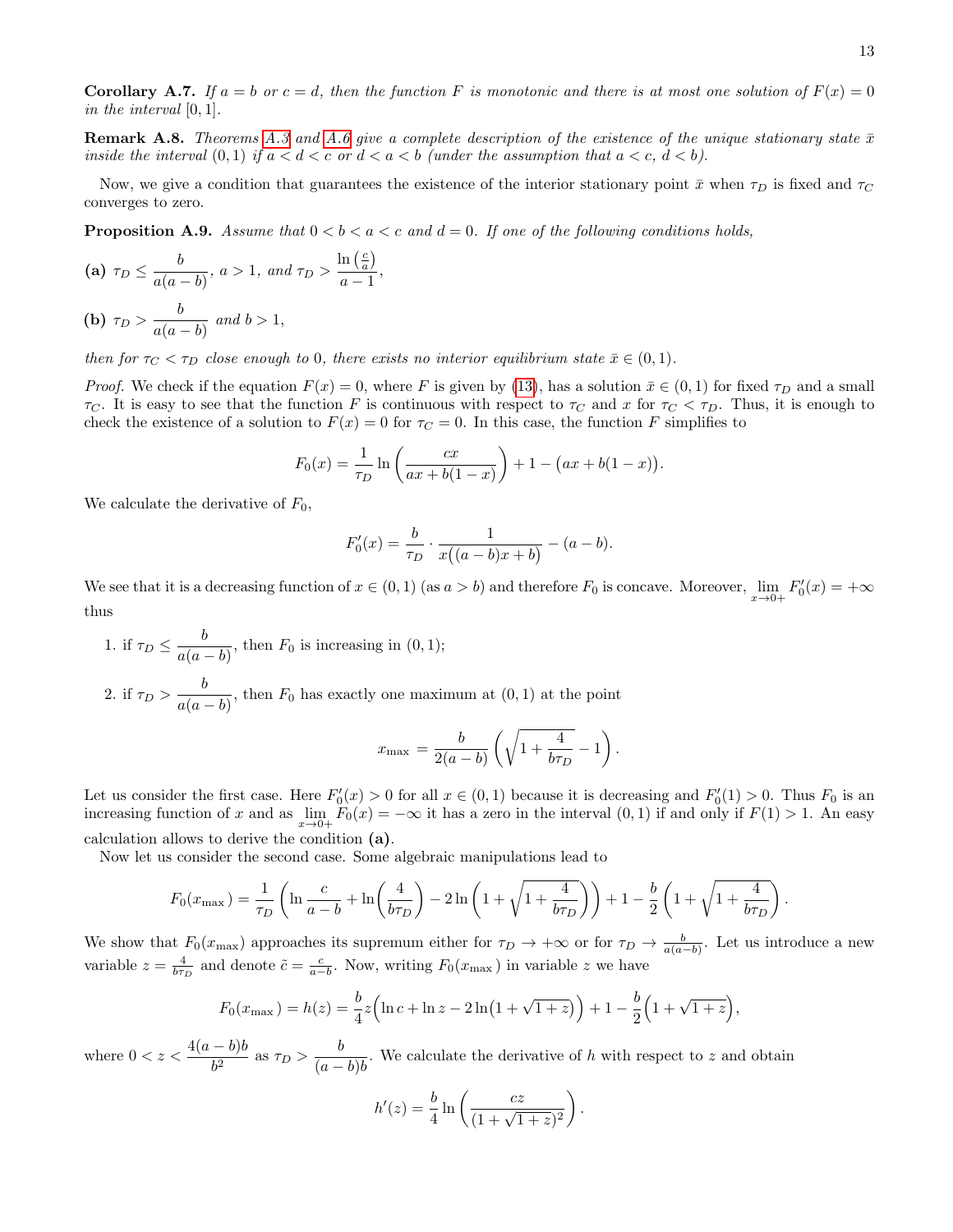**Corollary A.7.** *If $a = b$ or $c = d$, then the function $F$ is monotonic and there is at most one solution of $F(x) = 0$ in the interval $[0, 1]$.*

**Remark A.8.** *Theorems A.3 and A.6 give a complete description of the existence of the unique stationary state $\bar{x}$ inside the interval $(0, 1)$ if $a < d < c$ or $d < a < b$ (under the assumption that $a < c$, $d < b$).*

Now, we give a condition that guarantees the existence of the interior stationary point $\bar{x}$ when $\tau_D$ is fixed and $\tau_C$ converges to zero.

**Proposition A.9.** *Assume that $0 < b < a < c$ and $d = 0$. If one of the following conditions holds,*

**(a)** $\tau_D \le \dfrac{b}{a(a-b)}$, *$a > 1$, and* $\tau_D > \dfrac{\ln\left(\frac{c}{a}\right)}{a-1}$,

**(b)** $\tau_D > \dfrac{b}{a(a-b)}$ *and $b > 1$,*

*then for $\tau_C < \tau_D$ close enough to 0, there exists no interior equilibrium state $\bar{x} \in (0, 1)$.*

*Proof.* We check if the equation $F(x) = 0$, where $F$ is given by (13), has a solution $\bar{x} \in (0, 1)$ for fixed $\tau_D$ and a small $\tau_C$. It is easy to see that the function $F$ is continuous with respect to $\tau_C$ and $x$ for $\tau_C < \tau_D$. Thus, it is enough to check the existence of a solution to $F(x) = 0$ for $\tau_C = 0$. In this case, the function $F$ simplifies to

$$F_0(x) = \frac{1}{\tau_D} \ln\left(\frac{cx}{ax + b(1-x)}\right) + 1 - \big(ax + b(1-x)\big).$$

We calculate the derivative of $F_0$,

$$F_0'(x) = \frac{b}{\tau_D} \cdot \frac{1}{x\big((a-b)x + b\big)} - (a-b).$$

We see that it is a decreasing function of $x \in (0, 1)$ (as $a > b$) and therefore $F_0$ is concave. Moreover, $\lim\limits_{x \to 0+} F_0'(x) = +\infty$ thus

1. if $\tau_D \le \dfrac{b}{a(a-b)}$, then $F_0$ is increasing in $(0, 1)$;
2. if $\tau_D > \dfrac{b}{a(a-b)}$, then $F_0$ has exactly one maximum at $(0, 1)$ at the point

$$x_{\max} = \frac{b}{2(a-b)} \left(\sqrt{1 + \frac{4}{b\tau_D}} - 1\right).$$

Let us consider the first case. Here $F_0'(x) > 0$ for all $x \in (0, 1)$ because it is decreasing and $F_0'(1) > 0$. Thus $F_0$ is an increasing function of $x$ and as $\lim\limits_{x \to 0+} F_0(x) = -\infty$ it has a zero in the interval $(0, 1)$ if and only if $F(1) > 1$. An easy calculation allows to derive the condition **(a)**.

Now let us consider the second case. Some algebraic manipulations lead to

$$F_0(x_{\max}) = \frac{1}{\tau_D} \left(\ln \frac{c}{a-b} + \ln\left(\frac{4}{b\tau_D}\right) - 2\ln\left(1 + \sqrt{1 + \frac{4}{b\tau_D}}\right)\right) + 1 - \frac{b}{2}\left(1 + \sqrt{1 + \frac{4}{b\tau_D}}\right).$$

We show that $F_0(x_{\max})$ approaches its supremum either for $\tau_D \to +\infty$ or for $\tau_D \to \frac{b}{a(a-b)}$. Let us introduce a new variable $z = \frac{4}{b\tau_D}$ and denote $\tilde{c} = \frac{c}{a-b}$. Now, writing $F_0(x_{\max})$ in variable $z$ we have

$$F_0(x_{\max}) = h(z) = \frac{b}{4} z\Big(\ln c + \ln z - 2\ln\big(1 + \sqrt{1+z}\big)\Big) + 1 - \frac{b}{2}\Big(1 + \sqrt{1+z}\Big),$$

where $0 < z < \dfrac{4(a-b)b}{b^2}$ as $\tau_D > \dfrac{b}{(a-b)b}$. We calculate the derivative of $h$ with respect to $z$ and obtain

$$h'(z) = \frac{b}{4} \ln\left(\frac{cz}{(1 + \sqrt{1+z})^2}\right).$$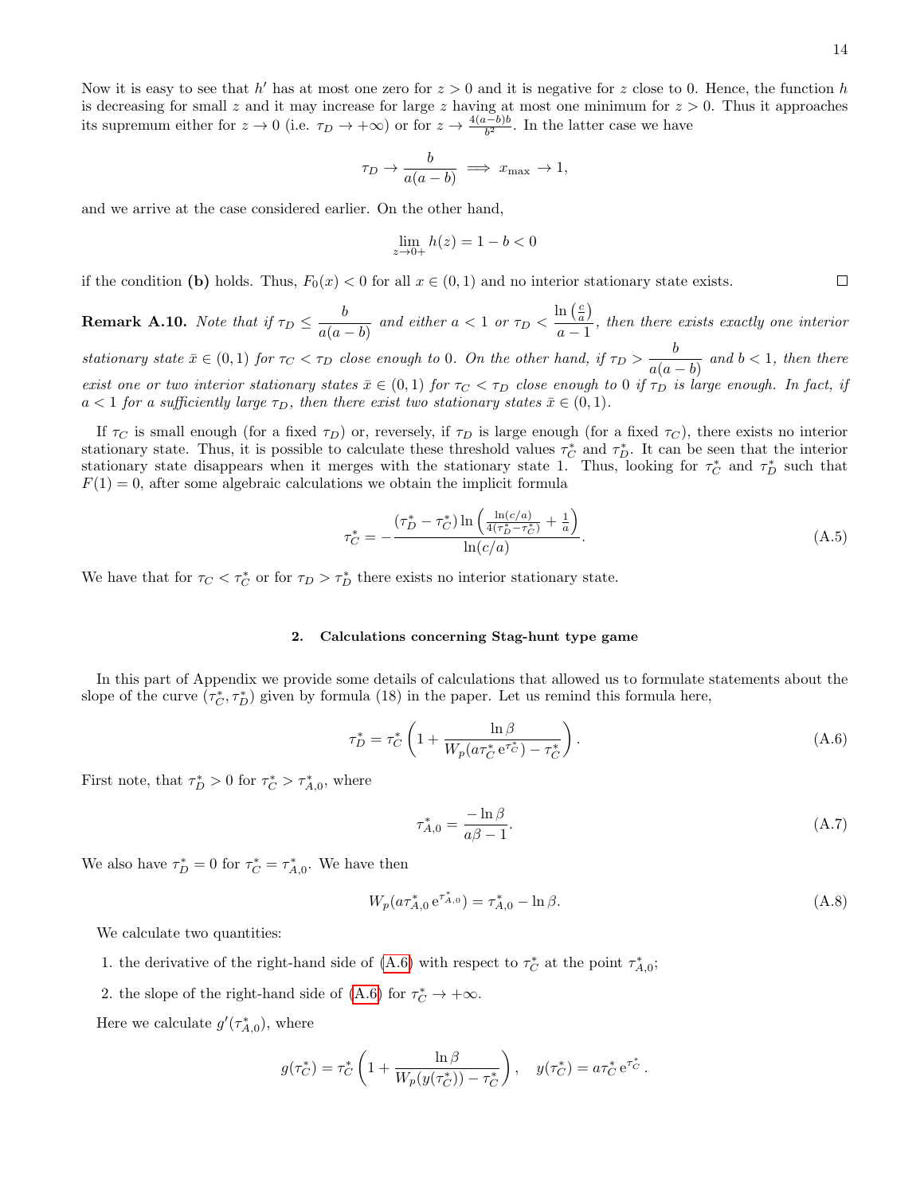Now it is easy to see that $h'$ has at most one zero for $z > 0$ and it is negative for $z$ close to 0. Hence, the function $h$ is decreasing for small $z$ and it may increase for large $z$ having at most one minimum for $z > 0$. Thus it approaches its supremum either for $z \to 0$ (i.e. $\tau_D \to +\infty$) or for $z \to \frac{4(a-b)b}{b^2}$. In the latter case we have

$$\tau_D \to \frac{b}{a(a-b)} \implies x_{\max} \to 1,$$

and we arrive at the case considered earlier. On the other hand,

$$\lim_{z\to 0+} h(z) = 1 - b < 0$$

if the condition **(b)** holds. Thus, $F_0(x) < 0$ for all $x \in (0,1)$ and no interior stationary state exists. □

**Remark A.10.** *Note that if $\tau_D \le \dfrac{b}{a(a-b)}$ and either $a < 1$ or $\tau_D < \dfrac{\ln\left(\frac{c}{a}\right)}{a-1}$, then there exists exactly one interior stationary state $\bar{x} \in (0,1)$ for $\tau_C < \tau_D$ close enough to 0. On the other hand, if $\tau_D > \dfrac{b}{a(a-b)}$ and $b < 1$, then there exist one or two interior stationary states $\bar{x} \in (0,1)$ for $\tau_C < \tau_D$ close enough to 0 if $\tau_D$ is large enough. In fact, if $a < 1$ for a sufficiently large $\tau_D$, then there exist two stationary states $\bar{x} \in (0,1)$.*

If $\tau_C$ is small enough (for a fixed $\tau_D$) or, reversely, if $\tau_D$ is large enough (for a fixed $\tau_C$), there exists no interior stationary state. Thus, it is possible to calculate these threshold values $\tau_C^*$ and $\tau_D^*$. It can be seen that the interior stationary state disappears when it merges with the stationary state 1. Thus, looking for $\tau_C^*$ and $\tau_D^*$ such that $F(1) = 0$, after some algebraic calculations we obtain the implicit formula

$$\tau_C^* = -\frac{(\tau_D^* - \tau_C^*)\ln\left(\frac{\ln(c/a)}{4(\tau_D^* - \tau_C^*)} + \frac{1}{a}\right)}{\ln(c/a)}. \tag{A.5}$$

We have that for $\tau_C < \tau_C^*$ or for $\tau_D > \tau_D^*$ there exists no interior stationary state.

## 2. Calculations concerning Stag-hunt type game

In this part of Appendix we provide some details of calculations that allowed us to formulate statements about the slope of the curve $(\tau_C^*, \tau_D^*)$ given by formula (18) in the paper. Let us remind this formula here,

$$\tau_D^* = \tau_C^*\left(1 + \frac{\ln\beta}{W_p(a\tau_C^*\,\mathrm{e}^{\tau_C^*}) - \tau_C^*}\right). \tag{A.6}$$

First note, that $\tau_D^* > 0$ for $\tau_C^* > \tau_{A,0}^*$, where

$$\tau_{A,0}^* = \frac{-\ln\beta}{a\beta - 1}. \tag{A.7}$$

We also have $\tau_D^* = 0$ for $\tau_C^* = \tau_{A,0}^*$. We have then

$$W_p(a\tau_{A,0}^*\,\mathrm{e}^{\tau_{A,0}^*}) = \tau_{A,0}^* - \ln\beta. \tag{A.8}$$

We calculate two quantities:

1. the derivative of the right-hand side of (A.6) with respect to $\tau_C^*$ at the point $\tau_{A,0}^*$;
2. the slope of the right-hand side of (A.6) for $\tau_C^* \to +\infty$.

Here we calculate $g'(\tau_{A,0}^*)$, where

$$g(\tau_C^*) = \tau_C^*\left(1 + \frac{\ln\beta}{W_p(y(\tau_C^*)) - \tau_C^*}\right), \quad y(\tau_C^*) = a\tau_C^*\,\mathrm{e}^{\tau_C^*}.$$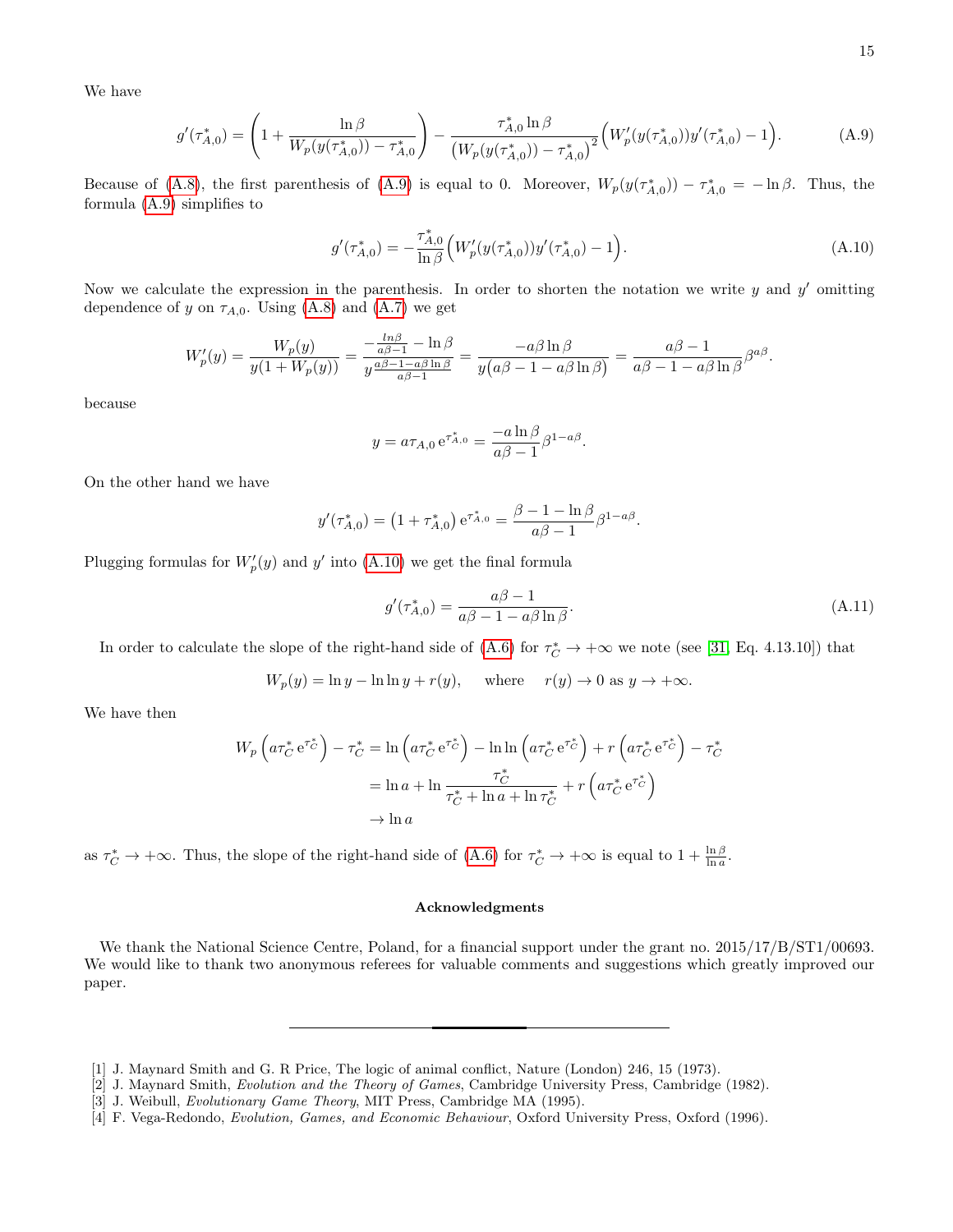We have

$$g'(\tau^*_{A,0}) = \left(1 + \frac{\ln\beta}{W_p(y(\tau^*_{A,0})) - \tau^*_{A,0}}\right) - \frac{\tau^*_{A,0}\ln\beta}{\left(W_p(y(\tau^*_{A,0})) - \tau^*_{A,0}\right)^2}\Big(W_p'(y(\tau^*_{A,0}))y'(\tau^*_{A,0}) - 1\Big). \tag{A.9}$$

Because of (A.8), the first parenthesis of (A.9) is equal to 0. Moreover, $W_p(y(\tau^*_{A,0})) - \tau^*_{A,0} = -\ln\beta$. Thus, the formula (A.9) simplifies to

$$g'(\tau^*_{A,0}) = -\frac{\tau^*_{A,0}}{\ln\beta}\Big(W_p'(y(\tau^*_{A,0}))y'(\tau^*_{A,0}) - 1\Big). \tag{A.10}$$

Now we calculate the expression in the parenthesis. In order to shorten the notation we write $y$ and $y'$ omitting dependence of $y$ on $\tau_{A,0}$. Using (A.8) and (A.7) we get

$$W_p'(y) = \frac{W_p(y)}{y(1+W_p(y))} = \frac{-\frac{ln\beta}{a\beta-1} - \ln\beta}{y\frac{a\beta-1-a\beta\ln\beta}{a\beta-1}} = \frac{-a\beta\ln\beta}{y\big(a\beta-1-a\beta\ln\beta\big)} = \frac{a\beta-1}{a\beta-1-a\beta\ln\beta}\beta^{a\beta}.$$

because

$$y = a\tau_{A,0}\,\mathrm{e}^{\tau^*_{A,0}} = \frac{-a\ln\beta}{a\beta-1}\beta^{1-a\beta}.$$

On the other hand we have

$$y'(\tau^*_{A,0}) = \big(1+\tau^*_{A,0}\big)\,\mathrm{e}^{\tau^*_{A,0}} = \frac{\beta-1-\ln\beta}{a\beta-1}\beta^{1-a\beta}.$$

Plugging formulas for $W_p'(y)$ and $y'$ into (A.10) we get the final formula

$$g'(\tau^*_{A,0}) = \frac{a\beta-1}{a\beta-1-a\beta\ln\beta}. \tag{A.11}$$

In order to calculate the slope of the right-hand side of (A.6) for $\tau^*_C \to +\infty$ we note (see [31, Eq. 4.13.10]) that

$$W_p(y) = \ln y - \ln\ln y + r(y), \quad \text{ where } \quad r(y) \to 0 \text{ as } y \to +\infty.$$

We have then

$$\begin{aligned}
W_p\left(a\tau^*_C\,\mathrm{e}^{\tau^*_C}\right) - \tau^*_C &= \ln\left(a\tau^*_C\,\mathrm{e}^{\tau^*_C}\right) - \ln\ln\left(a\tau^*_C\,\mathrm{e}^{\tau^*_C}\right) + r\left(a\tau^*_C\,\mathrm{e}^{\tau^*_C}\right) - \tau^*_C \\
&= \ln a + \ln\frac{\tau^*_C}{\tau^*_C + \ln a + \ln\tau^*_C} + r\left(a\tau^*_C\,\mathrm{e}^{\tau^*_C}\right) \\
&\to \ln a
\end{aligned}$$

as $\tau^*_C \to +\infty$. Thus, the slope of the right-hand side of (A.6) for $\tau^*_C \to +\infty$ is equal to $1 + \frac{\ln\beta}{\ln a}$.

### Acknowledgments

We thank the National Science Centre, Poland, for a financial support under the grant no. 2015/17/B/ST1/00693. We would like to thank two anonymous referees for valuable comments and suggestions which greatly improved our paper.

---

[1] J. Maynard Smith and G. R Price, The logic of animal conflict, Nature (London) 246, 15 (1973).
[2] J. Maynard Smith, *Evolution and the Theory of Games*, Cambridge University Press, Cambridge (1982).
[3] J. Weibull, *Evolutionary Game Theory*, MIT Press, Cambridge MA (1995).
[4] F. Vega-Redondo, *Evolution, Games, and Economic Behaviour*, Oxford University Press, Oxford (1996).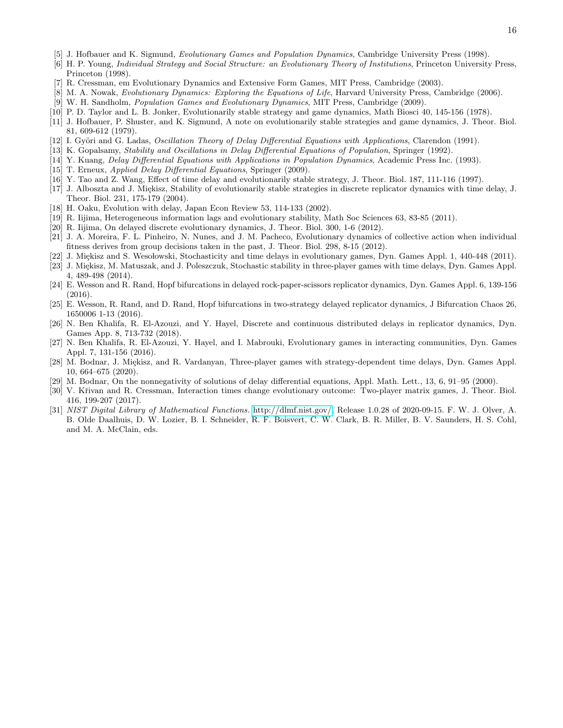[5] J. Hofbauer and K. Sigmund, *Evolutionary Games and Population Dynamics*, Cambridge University Press (1998).

[6] H. P. Young, *Individual Strategy and Social Structure: an Evolutionary Theory of Institutions*, Princeton University Press, Princeton (1998).

[7] R. Cressman, em Evolutionary Dynamics and Extensive Form Games, MIT Press, Cambridge (2003).

[8] M. A. Nowak, *Evolutionary Dynamics: Exploring the Equations of Life*, Harvard University Press, Cambridge (2006).

[9] W. H. Sandholm, *Population Games and Evolutionary Dynamics*, MIT Press, Cambridge (2009).

[10] P. D. Taylor and L. B. Jonker, Evolutionarily stable strategy and game dynamics, Math Biosci 40, 145-156 (1978).

[11] J. Hofbauer, P. Shuster, and K. Sigmund, A note on evolutionarily stable strategies and game dynamics, J. Theor. Biol. 81, 609-612 (1979).

[12] I. Györi and G. Ladas, *Oscillation Theory of Delay Differential Equations with Applications*, Clarendon (1991).

[13] K. Gopalsamy, *Stability and Oscillations in Delay Differential Equations of Population*, Springer (1992).

[14] Y. Kuang, *Delay Differential Equations with Applications in Population Dynamics*, Academic Press Inc. (1993).

[15] T. Erneux, *Applied Delay Differential Equations*, Springer (2009).

[16] Y. Tao and Z. Wang, Effect of time delay and evolutionarily stable strategy, J. Theor. Biol. 187, 111-116 (1997).

[17] J. Alboszta and J. Miękisz, Stability of evolutionarily stable strategies in discrete replicator dynamics with time delay, J. Theor. Biol. 231, 175-179 (2004).

[18] H. Oaku, Evolution with delay, Japan Econ Review 53, 114-133 (2002).

[19] R. Iijima, Heterogeneous information lags and evolutionary stability, Math Soc Sciences 63, 83-85 (2011).

[20] R. Iijima, On delayed discrete evolutionary dynamics, J. Theor. Biol. 300, 1-6 (2012).

[21] J. A. Moreira, F. L. Pinheiro, N. Nunes, and J. M. Pacheco, Evolutionary dynamics of collective action when individual fitness derives from group decisions taken in the past, J. Theor. Biol. 298, 8-15 (2012).

[22] J. Miękisz and S. Wesołowski, Stochasticity and time delays in evolutionary games, Dyn. Games Appl. 1, 440-448 (2011).

[23] J. Miękisz, M. Matuszak, and J. Poleszczuk, Stochastic stability in three-player games with time delays, Dyn. Games Appl. 4, 489-498 (2014).

[24] E. Wesson and R. Rand, Hopf bifurcations in delayed rock-paper-scissors replicator dynamics, Dyn. Games Appl. 6, 139-156 (2016).

[25] E. Wesson, R. Rand, and D. Rand, Hopf bifurcations in two-strategy delayed replicator dynamics, J Bifurcation Chaos 26, 1650006 1-13 (2016).

[26] N. Ben Khalifa, R. El-Azouzi, and Y. Hayel, Discrete and continuous distributed delays in replicator dynamics, Dyn. Games App. 8, 713-732 (2018).

[27] N. Ben Khalifa, R. El-Azouzi, Y. Hayel, and I. Mabrouki, Evolutionary games in interacting communities, Dyn. Games Appl. 7, 131-156 (2016).

[28] M. Bodnar, J. Miękisz, and R. Vardanyan, Three-player games with strategy-dependent time delays, Dyn. Games Appl. 10, 664–675 (2020).

[29] M. Bodnar, On the nonnegativity of solutions of delay differential equations, Appl. Math. Lett., 13, 6, 91–95 (2000).

[30] V. Křivan and R. Cressman, Interaction times change evolutionary outcome: Two-player matrix games, J. Theor. Biol. 416, 199-207 (2017).

[31] *NIST Digital Library of Mathematical Functions.* http://dlmf.nist.gov/, Release 1.0.28 of 2020-09-15. F. W. J. Olver, A. B. Olde Daalhuis, D. W. Lozier, B. I. Schneider, R. F. Boisvert, C. W. Clark, B. R. Miller, B. V. Saunders, H. S. Cohl, and M. A. McClain, eds.